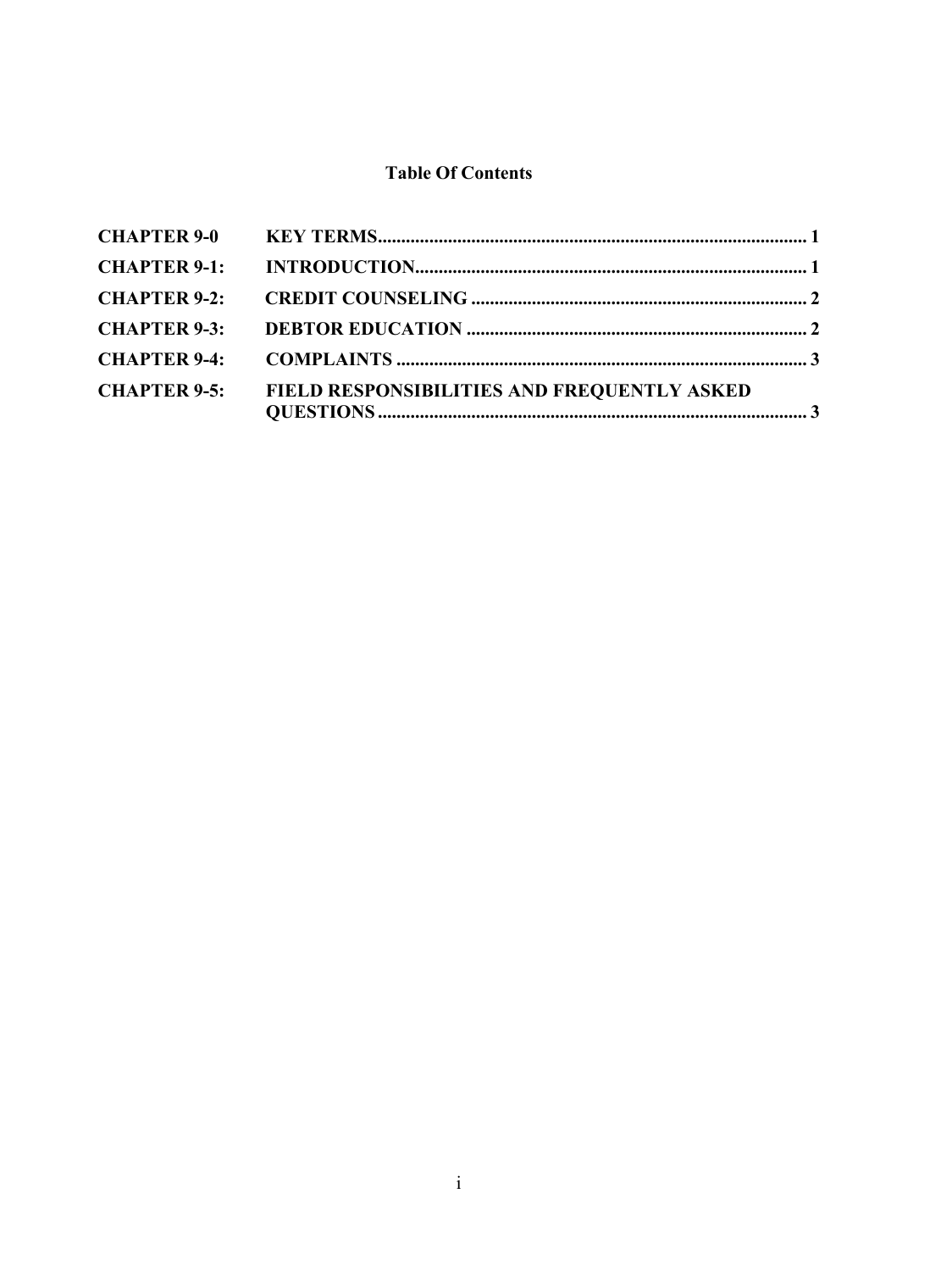# Table Of Contents

| | | |
|---|---|---|
| **CHAPTER 9-0** | **KEY TERMS** | **1** |
| **CHAPTER 9-1:** | **INTRODUCTION** | **1** |
| **CHAPTER 9-2:** | **CREDIT COUNSELING** | **2** |
| **CHAPTER 9-3:** | **DEBTOR EDUCATION** | **2** |
| **CHAPTER 9-4:** | **COMPLAINTS** | **3** |
| **CHAPTER 9-5:** | **FIELD RESPONSIBILITIES AND FREQUENTLY ASKED QUESTIONS** | **3** |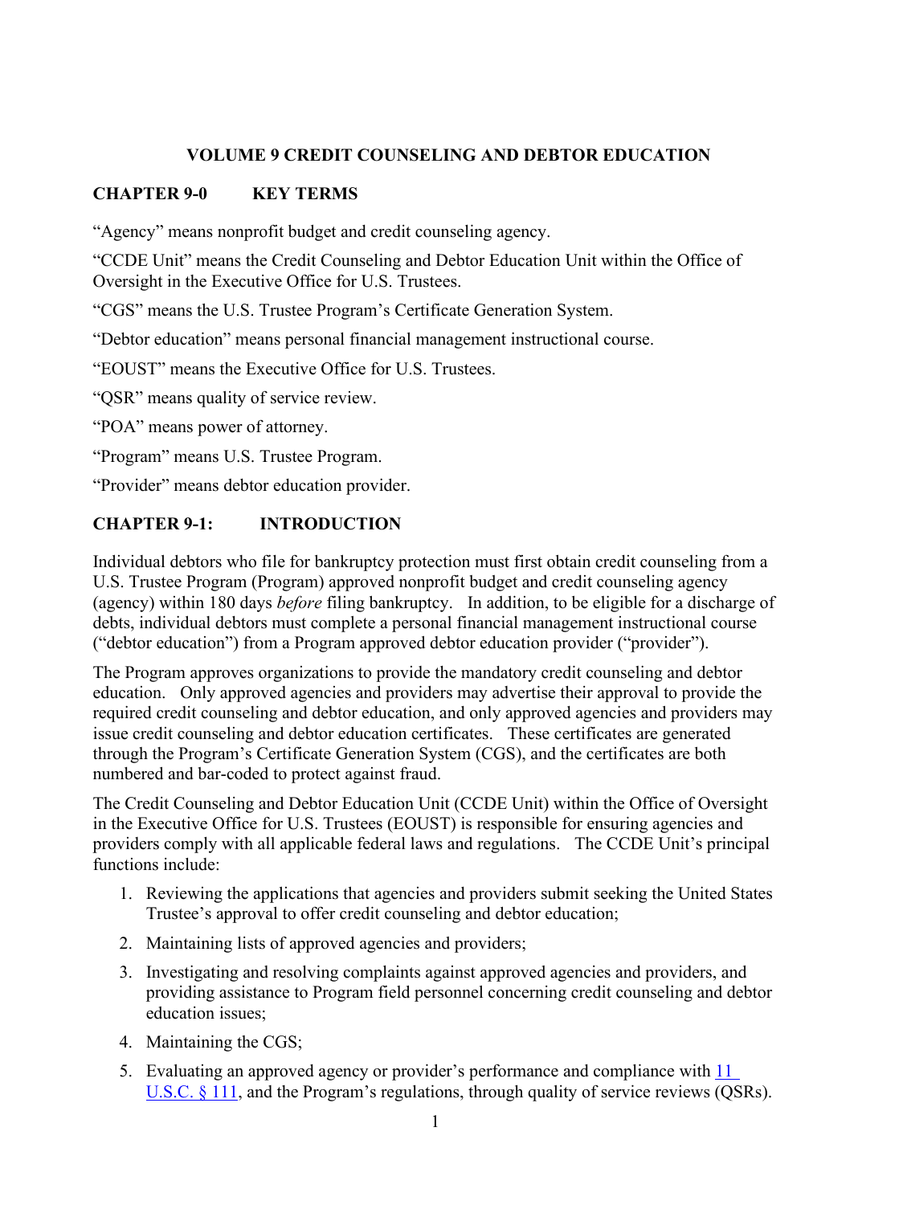# VOLUME 9 CREDIT COUNSELING AND DEBTOR EDUCATION

## CHAPTER 9-0 KEY TERMS

"Agency" means nonprofit budget and credit counseling agency.

"CCDE Unit" means the Credit Counseling and Debtor Education Unit within the Office of Oversight in the Executive Office for U.S. Trustees.

"CGS" means the U.S. Trustee Program's Certificate Generation System.

"Debtor education" means personal financial management instructional course.

"EOUST" means the Executive Office for U.S. Trustees.

"QSR" means quality of service review.

"POA" means power of attorney.

"Program" means U.S. Trustee Program.

"Provider" means debtor education provider.

## CHAPTER 9-1: INTRODUCTION

Individual debtors who file for bankruptcy protection must first obtain credit counseling from a U.S. Trustee Program (Program) approved nonprofit budget and credit counseling agency (agency) within 180 days *before* filing bankruptcy. In addition, to be eligible for a discharge of debts, individual debtors must complete a personal financial management instructional course ("debtor education") from a Program approved debtor education provider ("provider").

The Program approves organizations to provide the mandatory credit counseling and debtor education. Only approved agencies and providers may advertise their approval to provide the required credit counseling and debtor education, and only approved agencies and providers may issue credit counseling and debtor education certificates. These certificates are generated through the Program's Certificate Generation System (CGS), and the certificates are both numbered and bar-coded to protect against fraud.

The Credit Counseling and Debtor Education Unit (CCDE Unit) within the Office of Oversight in the Executive Office for U.S. Trustees (EOUST) is responsible for ensuring agencies and providers comply with all applicable federal laws and regulations. The CCDE Unit's principal functions include:

1. Reviewing the applications that agencies and providers submit seeking the United States Trustee's approval to offer credit counseling and debtor education;
2. Maintaining lists of approved agencies and providers;
3. Investigating and resolving complaints against approved agencies and providers, and providing assistance to Program field personnel concerning credit counseling and debtor education issues;
4. Maintaining the CGS;
5. Evaluating an approved agency or provider's performance and compliance with 11 U.S.C. § 111, and the Program's regulations, through quality of service reviews (QSRs).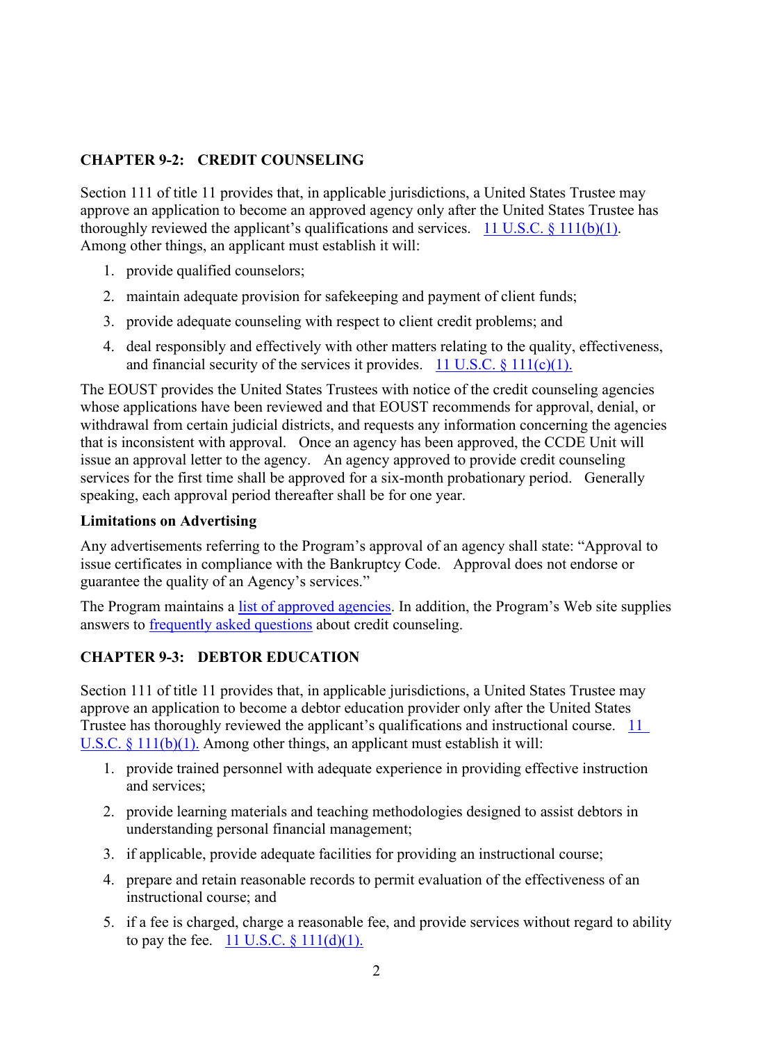## CHAPTER 9-2: CREDIT COUNSELING

Section 111 of title 11 provides that, in applicable jurisdictions, a United States Trustee may approve an application to become an approved agency only after the United States Trustee has thoroughly reviewed the applicant's qualifications and services. [11 U.S.C. § 111(b)(1)](). Among other things, an applicant must establish it will:

1. provide qualified counselors;
2. maintain adequate provision for safekeeping and payment of client funds;
3. provide adequate counseling with respect to client credit problems; and
4. deal responsibly and effectively with other matters relating to the quality, effectiveness, and financial security of the services it provides. [11 U.S.C. § 111(c)(1).]()

The EOUST provides the United States Trustees with notice of the credit counseling agencies whose applications have been reviewed and that EOUST recommends for approval, denial, or withdrawal from certain judicial districts, and requests any information concerning the agencies that is inconsistent with approval. Once an agency has been approved, the CCDE Unit will issue an approval letter to the agency. An agency approved to provide credit counseling services for the first time shall be approved for a six-month probationary period. Generally speaking, each approval period thereafter shall be for one year.

### Limitations on Advertising

Any advertisements referring to the Program's approval of an agency shall state: "Approval to issue certificates in compliance with the Bankruptcy Code. Approval does not endorse or guarantee the quality of an Agency's services."

The Program maintains a [list of approved agencies](). In addition, the Program's Web site supplies answers to [frequently asked questions]() about credit counseling.

## CHAPTER 9-3: DEBTOR EDUCATION

Section 111 of title 11 provides that, in applicable jurisdictions, a United States Trustee may approve an application to become a debtor education provider only after the United States Trustee has thoroughly reviewed the applicant's qualifications and instructional course. [11 U.S.C. § 111(b)(1).]() Among other things, an applicant must establish it will:

1. provide trained personnel with adequate experience in providing effective instruction and services;
2. provide learning materials and teaching methodologies designed to assist debtors in understanding personal financial management;
3. if applicable, provide adequate facilities for providing an instructional course;
4. prepare and retain reasonable records to permit evaluation of the effectiveness of an instructional course; and
5. if a fee is charged, charge a reasonable fee, and provide services without regard to ability to pay the fee. [11 U.S.C. § 111(d)(1).]()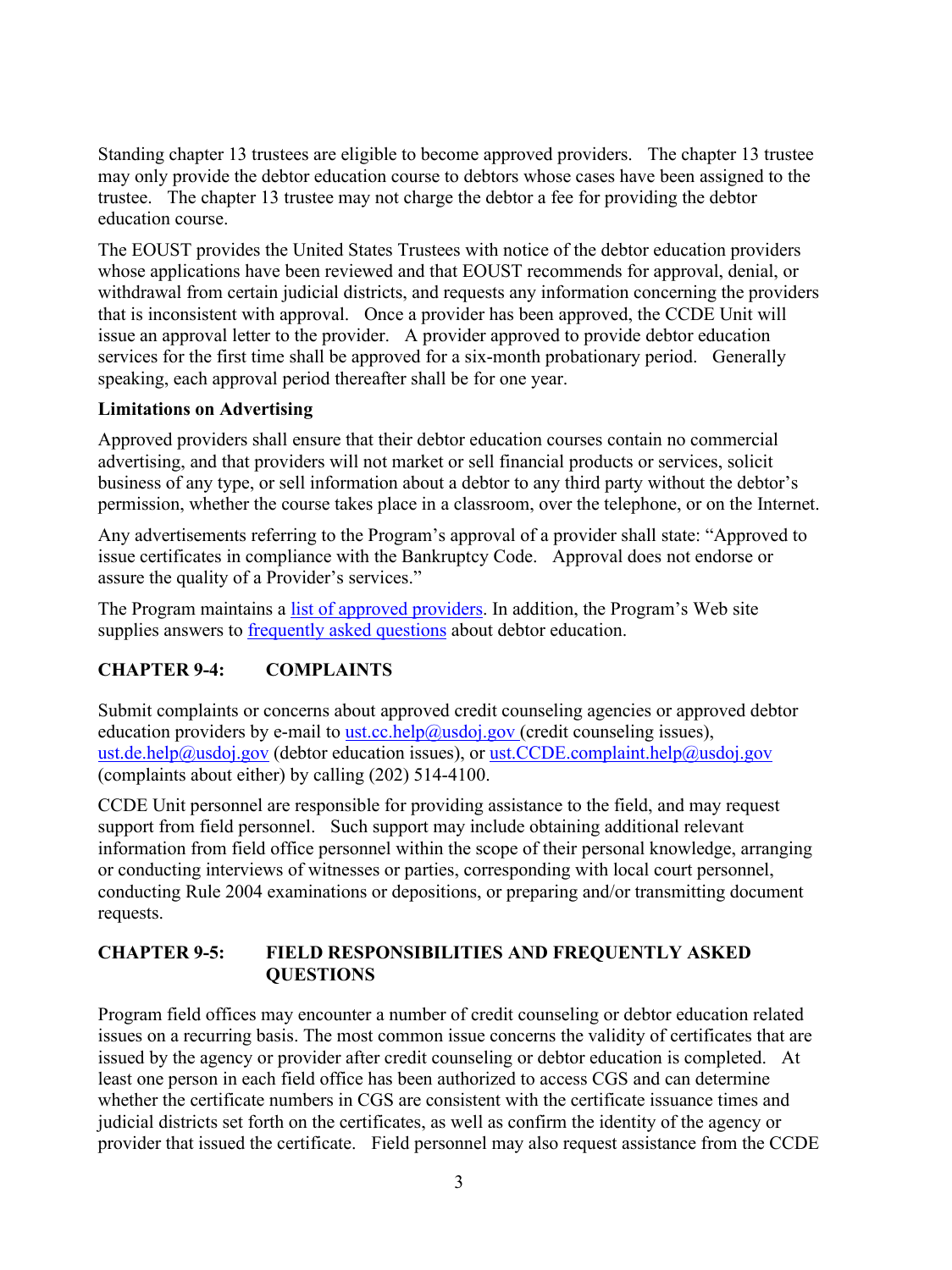Standing chapter 13 trustees are eligible to become approved providers. The chapter 13 trustee may only provide the debtor education course to debtors whose cases have been assigned to the trustee. The chapter 13 trustee may not charge the debtor a fee for providing the debtor education course.

The EOUST provides the United States Trustees with notice of the debtor education providers whose applications have been reviewed and that EOUST recommends for approval, denial, or withdrawal from certain judicial districts, and requests any information concerning the providers that is inconsistent with approval. Once a provider has been approved, the CCDE Unit will issue an approval letter to the provider. A provider approved to provide debtor education services for the first time shall be approved for a six-month probationary period. Generally speaking, each approval period thereafter shall be for one year.

**Limitations on Advertising**

Approved providers shall ensure that their debtor education courses contain no commercial advertising, and that providers will not market or sell financial products or services, solicit business of any type, or sell information about a debtor to any third party without the debtor's permission, whether the course takes place in a classroom, over the telephone, or on the Internet.

Any advertisements referring to the Program's approval of a provider shall state: "Approved to issue certificates in compliance with the Bankruptcy Code. Approval does not endorse or assure the quality of a Provider's services."

The Program maintains a [list of approved providers](). In addition, the Program's Web site supplies answers to [frequently asked questions]() about debtor education.

## CHAPTER 9-4: COMPLAINTS

Submit complaints or concerns about approved credit counseling agencies or approved debtor education providers by e-mail to ust.cc.help@usdoj.gov (credit counseling issues), ust.de.help@usdoj.gov (debtor education issues), or ust.CCDE.complaint.help@usdoj.gov (complaints about either) by calling (202) 514-4100.

CCDE Unit personnel are responsible for providing assistance to the field, and may request support from field personnel. Such support may include obtaining additional relevant information from field office personnel within the scope of their personal knowledge, arranging or conducting interviews of witnesses or parties, corresponding with local court personnel, conducting Rule 2004 examinations or depositions, or preparing and/or transmitting document requests.

## CHAPTER 9-5: FIELD RESPONSIBILITIES AND FREQUENTLY ASKED QUESTIONS

Program field offices may encounter a number of credit counseling or debtor education related issues on a recurring basis. The most common issue concerns the validity of certificates that are issued by the agency or provider after credit counseling or debtor education is completed. At least one person in each field office has been authorized to access CGS and can determine whether the certificate numbers in CGS are consistent with the certificate issuance times and judicial districts set forth on the certificates, as well as confirm the identity of the agency or provider that issued the certificate. Field personnel may also request assistance from the CCDE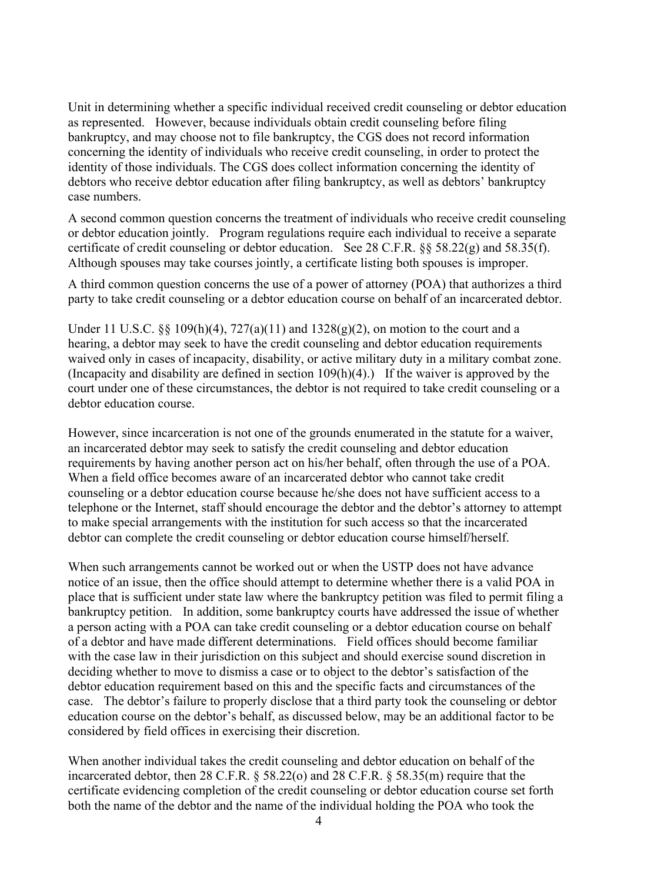Unit in determining whether a specific individual received credit counseling or debtor education as represented. However, because individuals obtain credit counseling before filing bankruptcy, and may choose not to file bankruptcy, the CGS does not record information concerning the identity of individuals who receive credit counseling, in order to protect the identity of those individuals. The CGS does collect information concerning the identity of debtors who receive debtor education after filing bankruptcy, as well as debtors' bankruptcy case numbers.

A second common question concerns the treatment of individuals who receive credit counseling or debtor education jointly. Program regulations require each individual to receive a separate certificate of credit counseling or debtor education. See 28 C.F.R. §§ 58.22(g) and 58.35(f). Although spouses may take courses jointly, a certificate listing both spouses is improper.

A third common question concerns the use of a power of attorney (POA) that authorizes a third party to take credit counseling or a debtor education course on behalf of an incarcerated debtor.

Under 11 U.S.C. §§ 109(h)(4), 727(a)(11) and 1328(g)(2), on motion to the court and a hearing, a debtor may seek to have the credit counseling and debtor education requirements waived only in cases of incapacity, disability, or active military duty in a military combat zone. (Incapacity and disability are defined in section 109(h)(4).) If the waiver is approved by the court under one of these circumstances, the debtor is not required to take credit counseling or a debtor education course.

However, since incarceration is not one of the grounds enumerated in the statute for a waiver, an incarcerated debtor may seek to satisfy the credit counseling and debtor education requirements by having another person act on his/her behalf, often through the use of a POA. When a field office becomes aware of an incarcerated debtor who cannot take credit counseling or a debtor education course because he/she does not have sufficient access to a telephone or the Internet, staff should encourage the debtor and the debtor's attorney to attempt to make special arrangements with the institution for such access so that the incarcerated debtor can complete the credit counseling or debtor education course himself/herself.

When such arrangements cannot be worked out or when the USTP does not have advance notice of an issue, then the office should attempt to determine whether there is a valid POA in place that is sufficient under state law where the bankruptcy petition was filed to permit filing a bankruptcy petition. In addition, some bankruptcy courts have addressed the issue of whether a person acting with a POA can take credit counseling or a debtor education course on behalf of a debtor and have made different determinations. Field offices should become familiar with the case law in their jurisdiction on this subject and should exercise sound discretion in deciding whether to move to dismiss a case or to object to the debtor's satisfaction of the debtor education requirement based on this and the specific facts and circumstances of the case. The debtor's failure to properly disclose that a third party took the counseling or debtor education course on the debtor's behalf, as discussed below, may be an additional factor to be considered by field offices in exercising their discretion.

When another individual takes the credit counseling and debtor education on behalf of the incarcerated debtor, then 28 C.F.R. § 58.22(o) and 28 C.F.R. § 58.35(m) require that the certificate evidencing completion of the credit counseling or debtor education course set forth both the name of the debtor and the name of the individual holding the POA who took the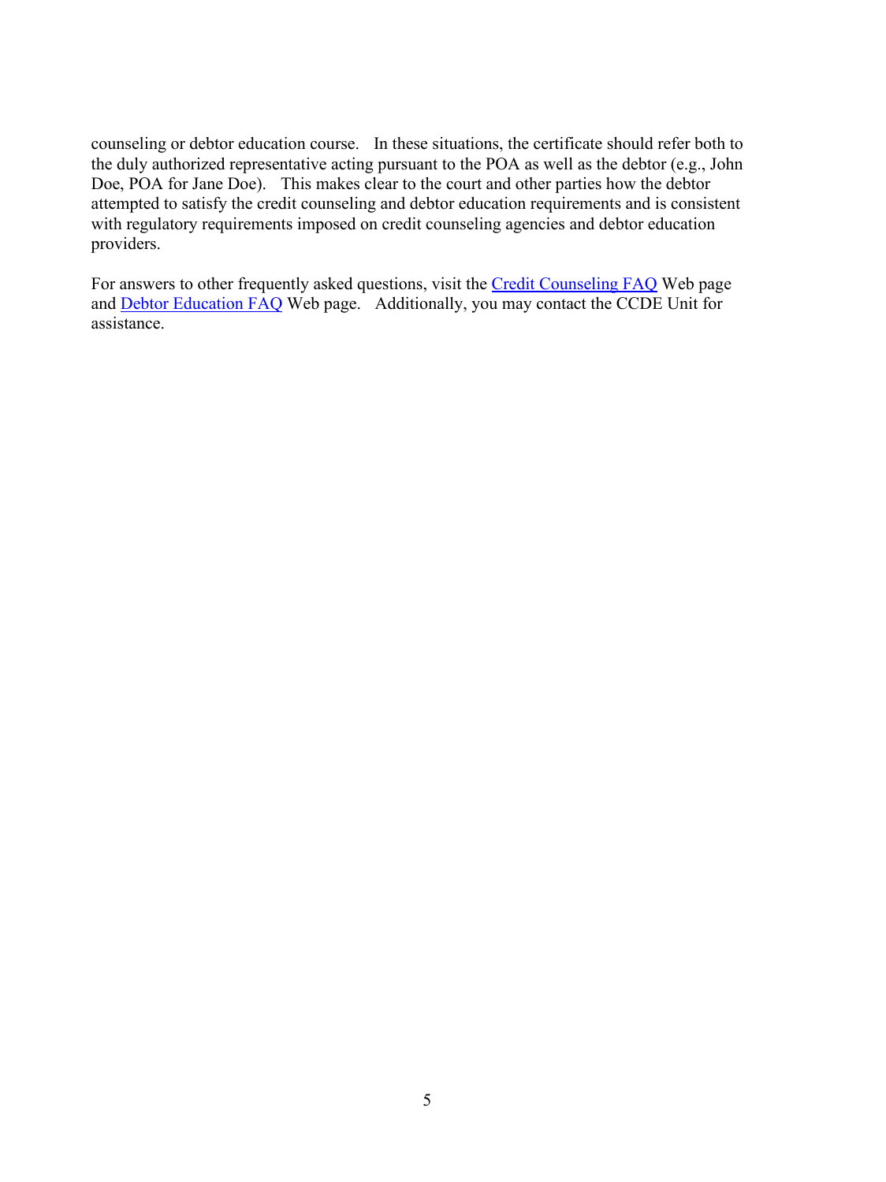counseling or debtor education course. In these situations, the certificate should refer both to the duly authorized representative acting pursuant to the POA as well as the debtor (e.g., John Doe, POA for Jane Doe). This makes clear to the court and other parties how the debtor attempted to satisfy the credit counseling and debtor education requirements and is consistent with regulatory requirements imposed on credit counseling agencies and debtor education providers.

For answers to other frequently asked questions, visit the Credit Counseling FAQ Web page and Debtor Education FAQ Web page. Additionally, you may contact the CCDE Unit for assistance.